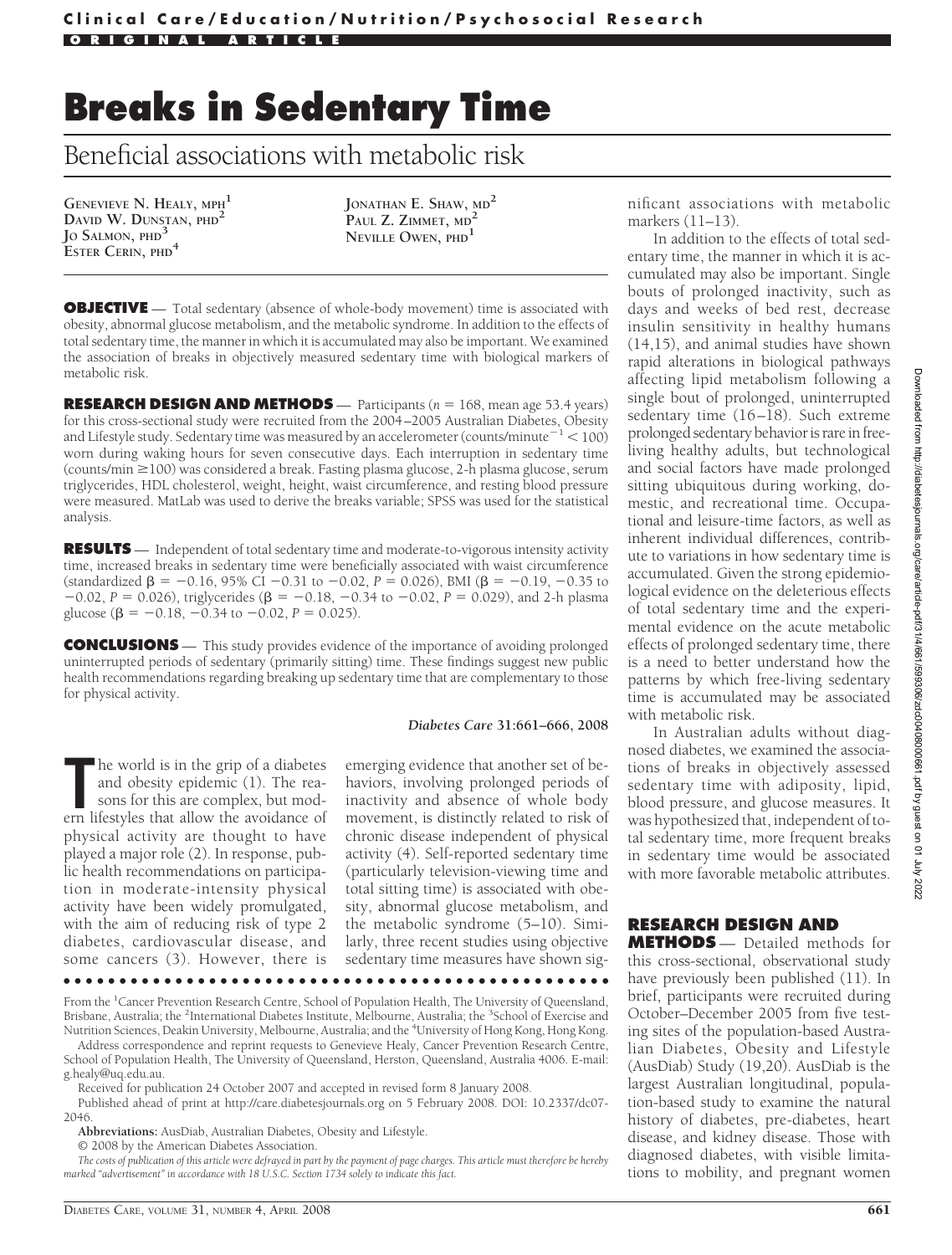Clinical Care/Education/Nutrition/Psychosocial Research

ORIGINAL ARTICLE

# Breaks in Sedentary Time

## Beneficial associations with metabolic risk

GENEVIEVE N. HEALY, MPH[1]
DAVID W. DUNSTAN, PHD[2]
JO SALMON, PHD[3]
ESTER CERIN, PHD[4]
JONATHAN E. SHAW, MD[2]
PAUL Z. ZIMMET, MD[2]
NEVILLE OWEN, PHD[1]

**OBJECTIVE** — Total sedentary (absence of whole-body movement) time is associated with obesity, abnormal glucose metabolism, and the metabolic syndrome. In addition to the effects of total sedentary time, the manner in which it is accumulated may also be important. We examined the association of breaks in objectively measured sedentary time with biological markers of metabolic risk.

**RESEARCH DESIGN AND METHODS** — Participants ($n = 168$, mean age 53.4 years) for this cross-sectional study were recruited from the 2004–2005 Australian Diabetes, Obesity and Lifestyle study. Sedentary time was measured by an accelerometer (counts/minute$^{-1}$ < 100) worn during waking hours for seven consecutive days. Each interruption in sedentary time (counts/min ≥100) was considered a break. Fasting plasma glucose, 2-h plasma glucose, serum triglycerides, HDL cholesterol, weight, height, waist circumference, and resting blood pressure were measured. MatLab was used to derive the breaks variable; SPSS was used for the statistical analysis.

**RESULTS** — Independent of total sedentary time and moderate-to-vigorous intensity activity time, increased breaks in sedentary time were beneficially associated with waist circumference (standardized $\beta = -0.16$, 95% CI −0.31 to −0.02, $P = 0.026$), BMI ($\beta = -0.19$, −0.35 to −0.02, $P = 0.026$), triglycerides ($\beta = -0.18$, −0.34 to −0.02, $P = 0.029$), and 2-h plasma glucose ($\beta = -0.18$, −0.34 to −0.02, $P = 0.025$).

**CONCLUSIONS** — This study provides evidence of the importance of avoiding prolonged uninterrupted periods of sedentary (primarily sitting) time. These findings suggest new public health recommendations regarding breaking up sedentary time that are complementary to those for physical activity.

*Diabetes Care* **31**:661–666, 2008

The world is in the grip of a diabetes and obesity epidemic (1). The reasons for this are complex, but modern lifestyles that allow the avoidance of physical activity are thought to have played a major role (2). In response, public health recommendations on participation in moderate-intensity physical activity have been widely promulgated, with the aim of reducing risk of type 2 diabetes, cardiovascular disease, and some cancers (3). However, there is emerging evidence that another set of behaviors, involving prolonged periods of inactivity and absence of whole body movement, is distinctly related to risk of chronic disease independent of physical activity (4). Self-reported sedentary time (particularly television-viewing time and total sitting time) is associated with obesity, abnormal glucose metabolism, and the metabolic syndrome (5–10). Similarly, three recent studies using objective sedentary time measures have shown significant associations with metabolic markers (11–13).

In addition to the effects of total sedentary time, the manner in which it is accumulated may also be important. Single bouts of prolonged inactivity, such as days and weeks of bed rest, decrease insulin sensitivity in healthy humans (14,15), and animal studies have shown rapid alterations in biological pathways affecting lipid metabolism following a single bout of prolonged, uninterrupted sedentary time (16–18). Such extreme prolonged sedentary behavior is rare in free-living healthy adults, but technological and social factors have made prolonged sitting ubiquitous during working, domestic, and recreational time. Occupational and leisure-time factors, as well as inherent individual differences, contribute to variations in how sedentary time is accumulated. Given the strong epidemiological evidence on the deleterious effects of total sedentary time and the experimental evidence on the acute metabolic effects of prolonged sedentary time, there is a need to better understand how the patterns by which free-living sedentary time is accumulated may be associated with metabolic risk.

In Australian adults without diagnosed diabetes, we examined the associations of breaks in objectively assessed sedentary time with adiposity, lipid, blood pressure, and glucose measures. It was hypothesized that, independent of total sedentary time, more frequent breaks in sedentary time would be associated with more favorable metabolic attributes.

## RESEARCH DESIGN AND METHODS

— Detailed methods for this cross-sectional, observational study have previously been published (11). In brief, participants were recruited during October–December 2005 from five testing sites of the population-based Australian Diabetes, Obesity and Lifestyle (AusDiab) Study (19,20). AusDiab is the largest Australian longitudinal, population-based study to examine the natural history of diabetes, pre-diabetes, heart disease, and kidney disease. Those with diagnosed diabetes, with visible limitations to mobility, and pregnant women

---

From the [1]Cancer Prevention Research Centre, School of Population Health, The University of Queensland, Brisbane, Australia; the [2]International Diabetes Institute, Melbourne, Australia; the [3]School of Exercise and Nutrition Sciences, Deakin University, Melbourne, Australia; and the [4]University of Hong Kong, Hong Kong.

Address correspondence and reprint requests to Genevieve Healy, Cancer Prevention Research Centre, School of Population Health, The University of Queensland, Herston, Queensland, Australia 4006. E-mail: g.healy@uq.edu.au.

Received for publication 24 October 2007 and accepted in revised form 8 January 2008.

Published ahead of print at http://care.diabetesjournals.org on 5 February 2008. DOI: 10.2337/dc07-2046.

**Abbreviations:** AusDiab, Australian Diabetes, Obesity and Lifestyle.

© 2008 by the American Diabetes Association.

*The costs of publication of this article were defrayed in part by the payment of page charges. This article must therefore be hereby marked "advertisement" in accordance with 18 U.S.C. Section 1734 solely to indicate this fact.*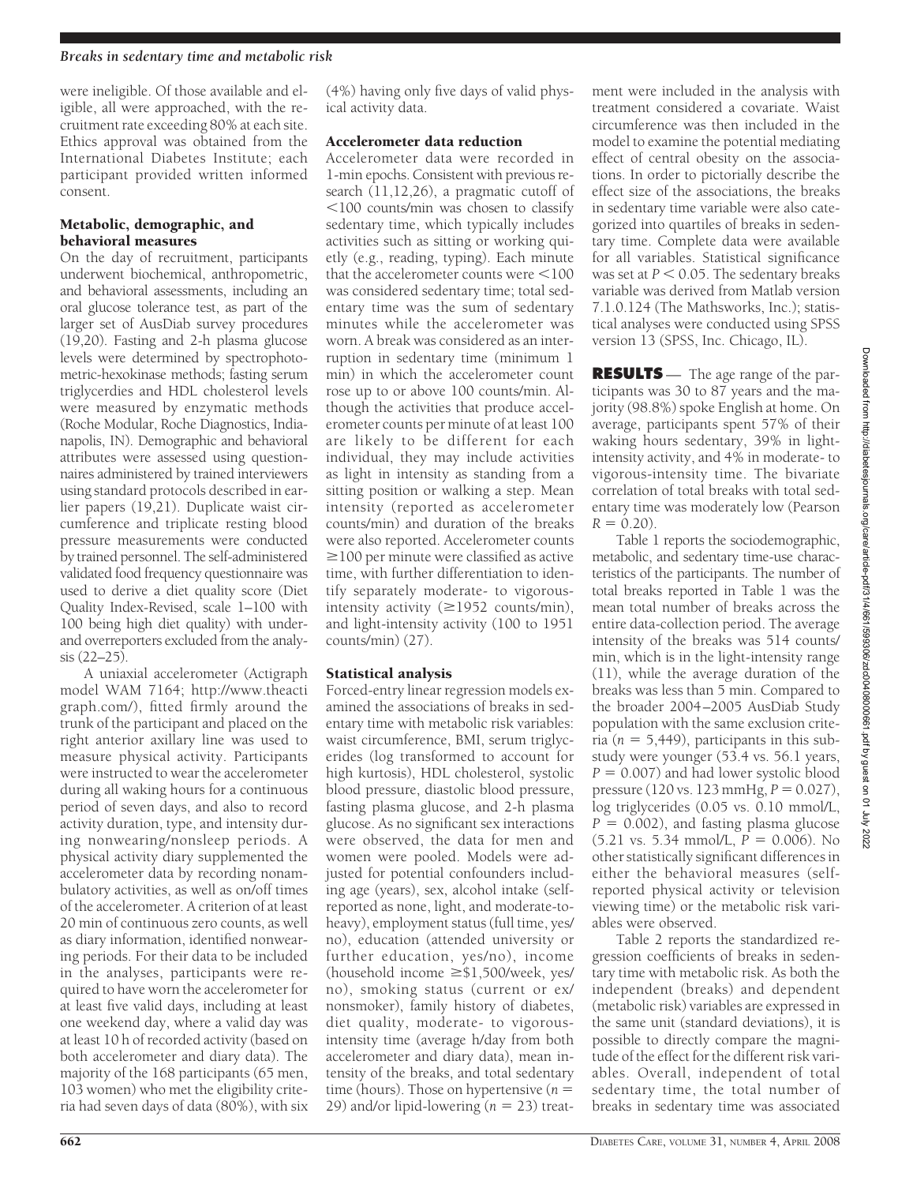were ineligible. Of those available and eligible, all were approached, with the recruitment rate exceeding 80% at each site. Ethics approval was obtained from the International Diabetes Institute; each participant provided written informed consent.

### Metabolic, demographic, and behavioral measures

On the day of recruitment, participants underwent biochemical, anthropometric, and behavioral assessments, including an oral glucose tolerance test, as part of the larger set of AusDiab survey procedures (19,20). Fasting and 2-h plasma glucose levels were determined by spectrophotometric-hexokinase methods; fasting serum triglycerdies and HDL cholesterol levels were measured by enzymatic methods (Roche Modular, Roche Diagnostics, Indianapolis, IN). Demographic and behavioral attributes were assessed using questionnaires administered by trained interviewers using standard protocols described in earlier papers (19,21). Duplicate waist circumference and triplicate resting blood pressure measurements were conducted by trained personnel. The self-administered validated food frequency questionnaire was used to derive a diet quality score (Diet Quality Index-Revised, scale 1–100 with 100 being high diet quality) with under- and overreporters excluded from the analysis (22–25).

A uniaxial accelerometer (Actigraph model WAM 7164; http://www.theactigraph.com/), fitted firmly around the trunk of the participant and placed on the right anterior axillary line was used to measure physical activity. Participants were instructed to wear the accelerometer during all waking hours for a continuous period of seven days, and also to record activity duration, type, and intensity during nonwearing/nonsleep periods. A physical activity diary supplemented the accelerometer data by recording nonambulatory activities, as well as on/off times of the accelerometer. A criterion of at least 20 min of continuous zero counts, as well as diary information, identified nonwearing periods. For their data to be included in the analyses, participants were required to have worn the accelerometer for at least five valid days, including at least one weekend day, where a valid day was at least 10 h of recorded activity (based on both accelerometer and diary data). The majority of the 168 participants (65 men, 103 women) who met the eligibility criteria had seven days of data (80%), with six (4%) having only five days of valid physical activity data.

### Accelerometer data reduction

Accelerometer data were recorded in 1-min epochs. Consistent with previous research (11,12,26), a pragmatic cutoff of <100 counts/min was chosen to classify sedentary time, which typically includes activities such as sitting or working quietly (e.g., reading, typing). Each minute that the accelerometer counts were <100 was considered sedentary time; total sedentary time was the sum of sedentary minutes while the accelerometer was worn. A break was considered as an interruption in sedentary time (minimum 1 min) in which the accelerometer count rose up to or above 100 counts/min. Although the activities that produce accelerometer counts per minute of at least 100 are likely to be different for each individual, they may include activities as light in intensity as standing from a sitting position or walking a step. Mean intensity (reported as accelerometer counts/min) and duration of the breaks were also reported. Accelerometer counts ≥100 per minute were classified as active time, with further differentiation to identify separately moderate- to vigorous-intensity activity (≥1952 counts/min), and light-intensity activity (100 to 1951 counts/min) (27).

### Statistical analysis

Forced-entry linear regression models examined the associations of breaks in sedentary time with metabolic risk variables: waist circumference, BMI, serum triglycerides (log transformed to account for high kurtosis), HDL cholesterol, systolic blood pressure, diastolic blood pressure, fasting plasma glucose, and 2-h plasma glucose. As no significant sex interactions were observed, the data for men and women were pooled. Models were adjusted for potential confounders including age (years), sex, alcohol intake (self-reported as none, light, and moderate-to-heavy), employment status (full time, yes/no), education (attended university or further education, yes/no), income (household income ≥\$1,500/week, yes/no), smoking status (current or ex/nonsmoker), family history of diabetes, diet quality, moderate- to vigorous-intensity time (average h/day from both accelerometer and diary data), mean intensity of the breaks, and total sedentary time (hours). Those on hypertensive ($n$ = 29) and/or lipid-lowering ($n$ = 23) treatment were included in the analysis with treatment considered a covariate. Waist circumference was then included in the model to examine the potential mediating effect of central obesity on the associations. In order to pictorially describe the effect size of the associations, the breaks in sedentary time variable were also categorized into quartiles of breaks in sedentary time. Complete data were available for all variables. Statistical significance was set at $P < 0.05$. The sedentary breaks variable was derived from Matlab version 7.1.0.124 (The Mathsworks, Inc.); statistical analyses were conducted using SPSS version 13 (SPSS, Inc. Chicago, IL).

## RESULTS

The age range of the participants was 30 to 87 years and the majority (98.8%) spoke English at home. On average, participants spent 57% of their waking hours sedentary, 39% in light-intensity activity, and 4% in moderate- to vigorous-intensity time. The bivariate correlation of total breaks with total sedentary time was moderately low (Pearson $R = 0.20$).

Table 1 reports the sociodemographic, metabolic, and sedentary time-use characteristics of the participants. The number of total breaks reported in Table 1 was the mean total number of breaks across the entire data-collection period. The average intensity of the breaks was 514 counts/min, which is in the light-intensity range (11), while the average duration of the breaks was less than 5 min. Compared to the broader 2004–2005 AusDiab Study population with the same exclusion criteria ($n$ = 5,449), participants in this substudy were younger (53.4 vs. 56.1 years, $P = 0.007$) and had lower systolic blood pressure (120 vs. 123 mmHg, $P = 0.027$), log triglycerides (0.05 vs. 0.10 mmol/L, $P = 0.002$), and fasting plasma glucose (5.21 vs. 5.34 mmol/L, $P = 0.006$). No other statistically significant differences in either the behavioral measures (self-reported physical activity or television viewing time) or the metabolic risk variables were observed.

Table 2 reports the standardized regression coefficients of breaks in sedentary time with metabolic risk. As both the independent (breaks) and dependent (metabolic risk) variables are expressed in the same unit (standard deviations), it is possible to directly compare the magnitude of the effect for the different risk variables. Overall, independent of total sedentary time, the total number of breaks in sedentary time was associated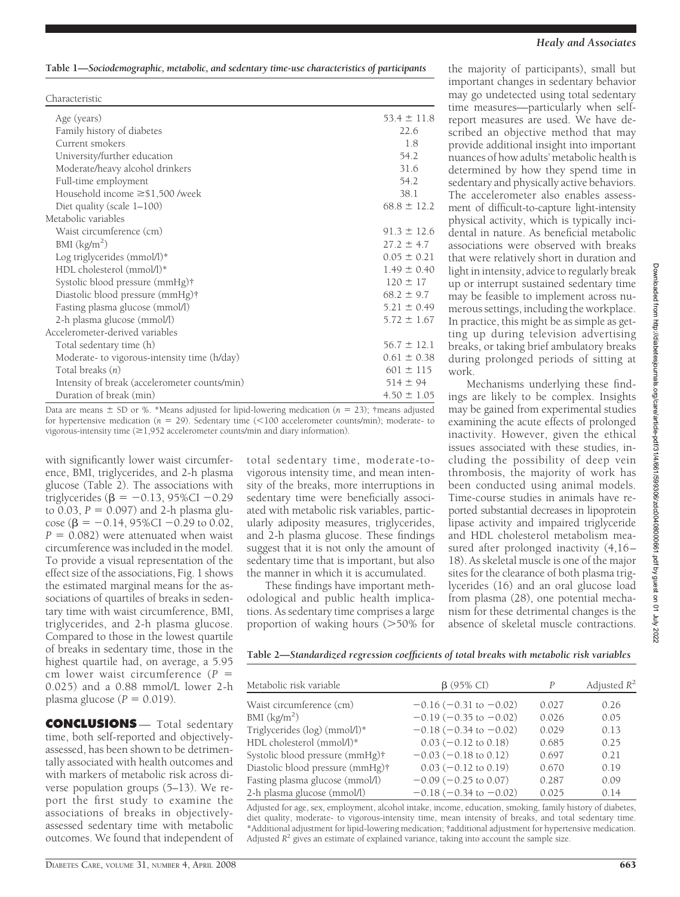**Table 1—Sociodemographic, metabolic, and sedentary time-use characteristics of participants**

| Characteristic | |
|---|---|
| Age (years) | 53.4 ± 11.8 |
| Family history of diabetes | 22.6 |
| Current smokers | 1.8 |
| University/further education | 54.2 |
| Moderate/heavy alcohol drinkers | 31.6 |
| Full-time employment | 54.2 |
| Household income ≥$1,500 /week | 38.1 |
| Diet quality (scale 1–100) | 68.8 ± 12.2 |
| Metabolic variables | |
| Waist circumference (cm) | 91.3 ± 12.6 |
| BMI (kg/m$^2$) | 27.2 ± 4.7 |
| Log triglycerides (mmol/l)* | 0.05 ± 0.21 |
| HDL cholesterol (mmol/l)* | 1.49 ± 0.40 |
| Systolic blood pressure (mmHg)† | 120 ± 17 |
| Diastolic blood pressure (mmHg)† | 68.2 ± 9.7 |
| Fasting plasma glucose (mmol/l) | 5.21 ± 0.49 |
| 2-h plasma glucose (mmol/l) | 5.72 ± 1.67 |
| Accelerometer-derived variables | |
| Total sedentary time (h) | 56.7 ± 12.1 |
| Moderate- to vigorous-intensity time (h/day) | 0.61 ± 0.38 |
| Total breaks (*n*) | 601 ± 115 |
| Intensity of break (accelerometer counts/min) | 514 ± 94 |
| Duration of break (min) | 4.50 ± 1.05 |

Data are means ± SD or %. *Means adjusted for lipid-lowering medication (*n* = 23); †means adjusted for hypertensive medication (*n* = 29). Sedentary time (<100 accelerometer counts/min); moderate- to vigorous-intensity time (≥1,952 accelerometer counts/min and diary information).

with significantly lower waist circumference, BMI, triglycerides, and 2-h plasma glucose (Table 2). The associations with triglycerides ($\beta = -0.13$, 95%CI $-0.29$ to 0.03, $P = 0.097$) and 2-h plasma glucose ($\beta = -0.14$, 95%CI $-0.29$ to 0.02, $P = 0.082$) were attenuated when waist circumference was included in the model. To provide a visual representation of the effect size of the associations, Fig. 1 shows the estimated marginal means for the associations of quartiles of breaks in sedentary time with waist circumference, BMI, triglycerides, and 2-h plasma glucose. Compared to those in the lowest quartile of breaks in sedentary time, those in the highest quartile had, on average, a 5.95 cm lower waist circumference ($P = 0.025$) and a 0.88 mmol/L lower 2-h plasma glucose ($P = 0.019$).

## CONCLUSIONS

Total sedentary time, both self-reported and objectively-assessed, has been shown to be detrimentally associated with health outcomes and with markers of metabolic risk across diverse population groups (5–13). We report the first study to examine the associations of breaks in objectively-assessed sedentary time with metabolic outcomes. We found that independent of total sedentary time, moderate-to-vigorous intensity time, and mean intensity of the breaks, more interruptions in sedentary time were beneficially associated with metabolic risk variables, particularly adiposity measures, triglycerides, and 2-h plasma glucose. These findings suggest that it is not only the amount of sedentary time that is important, but also the manner in which it is accumulated.

These findings have important methodological and public health implications. As sedentary time comprises a large proportion of waking hours (>50% for the majority of participants), small but important changes in sedentary behavior may go undetected using total sedentary time measures—particularly when self-report measures are used. We have described an objective method that may provide additional insight into important nuances of how adults' metabolic health is determined by how they spend time in sedentary and physically active behaviors. The accelerometer also enables assessment of difficult-to-capture light-intensity physical activity, which is typically incidental in nature. As beneficial metabolic associations were observed with breaks that were relatively short in duration and light in intensity, advice to regularly break up or interrupt sustained sedentary time may be feasible to implement across numerous settings, including the workplace. In practice, this might be as simple as getting up during television advertising breaks, or taking brief ambulatory breaks during prolonged periods of sitting at work.

Mechanisms underlying these findings are likely to be complex. Insights may be gained from experimental studies examining the acute effects of prolonged inactivity. However, given the ethical issues associated with these studies, including the possibility of deep vein thrombosis, the majority of work has been conducted using animal models. Time-course studies in animals have reported substantial decreases in lipoprotein lipase activity and impaired triglyceride and HDL cholesterol metabolism measured after prolonged inactivity (4,16–18). As skeletal muscle is one of the major sites for the clearance of both plasma triglycerides (16) and an oral glucose load from plasma (28), one potential mechanism for these detrimental changes is the absence of skeletal muscle contractions.

**Table 2—Standardized regression coefficients of total breaks with metabolic risk variables**

| Metabolic risk variable | β (95% CI) | *P* | Adjusted $R^2$ |
|---|---|---|---|
| Waist circumference (cm) | −0.16 (−0.31 to −0.02) | 0.027 | 0.26 |
| BMI (kg/m$^2$) | −0.19 (−0.35 to −0.02) | 0.026 | 0.05 |
| Triglycerides (log) (mmol/l)* | −0.18 (−0.34 to −0.02) | 0.029 | 0.13 |
| HDL cholesterol (mmol/l)* | 0.03 (−0.12 to 0.18) | 0.685 | 0.25 |
| Systolic blood pressure (mmHg)† | −0.03 (−0.18 to 0.12) | 0.697 | 0.21 |
| Diastolic blood pressure (mmHg)† | 0.03 (−0.12 to 0.19) | 0.670 | 0.19 |
| Fasting plasma glucose (mmol/l) | −0.09 (−0.25 to 0.07) | 0.287 | 0.09 |
| 2-h plasma glucose (mmol/l) | −0.18 (−0.34 to −0.02) | 0.025 | 0.14 |

Adjusted for age, sex, employment, alcohol intake, income, education, smoking, family history of diabetes, diet quality, moderate- to vigorous-intensity time, mean intensity of breaks, and total sedentary time. *Additional adjustment for lipid-lowering medication; †additional adjustment for hypertensive medication. Adjusted $R^2$ gives an estimate of explained variance, taking into account the sample size.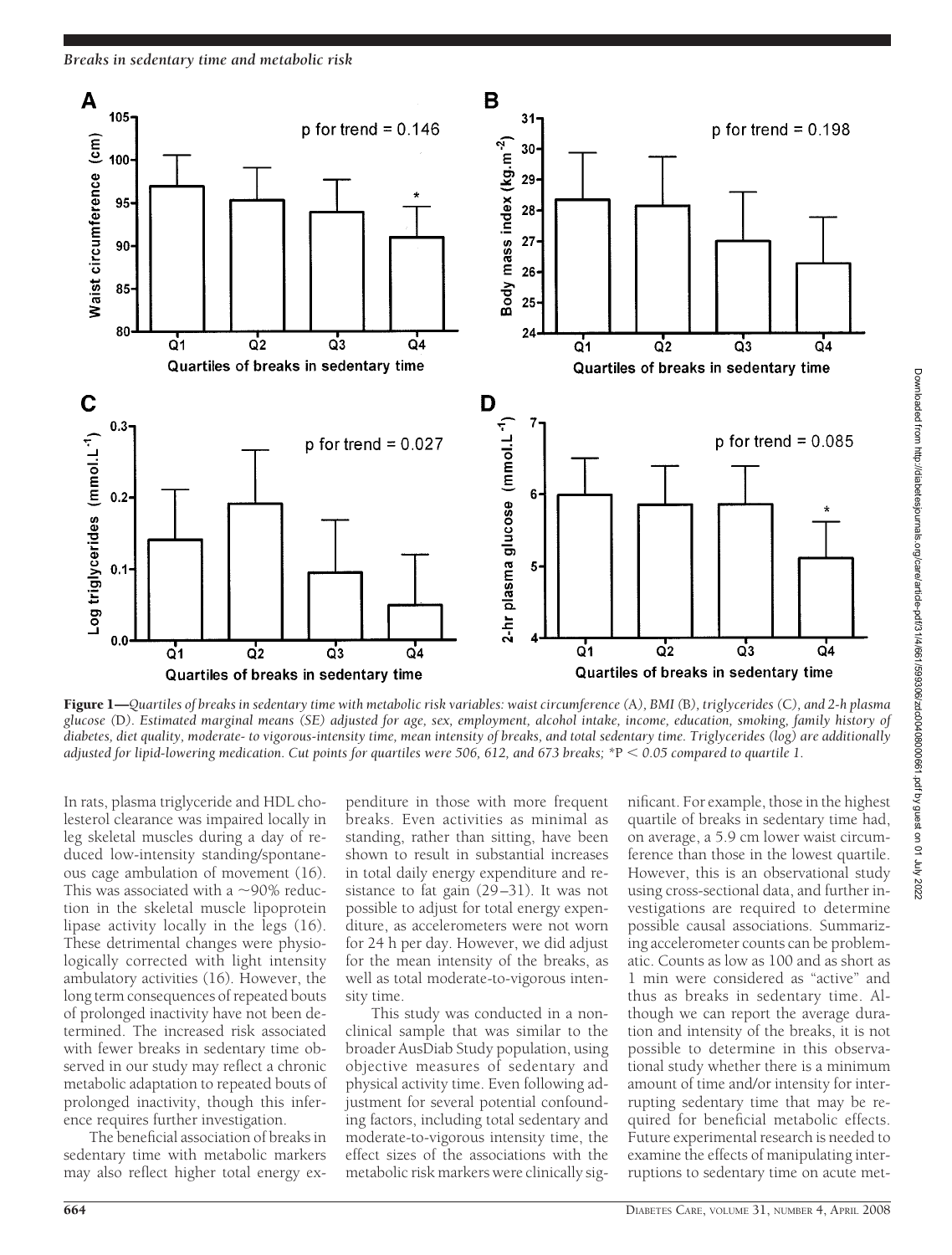Figure 1—*Quartiles of breaks in sedentary time with metabolic risk variables: waist circumference (*A*), BMI (*B*), triglycerides (*C*), and 2-h plasma glucose (*D*). Estimated marginal means (SE) adjusted for age, sex, employment, alcohol intake, income, education, smoking, family history of diabetes, diet quality, moderate- to vigorous-intensity time, mean intensity of breaks, and total sedentary time. Triglycerides (log) are additionally adjusted for lipid-lowering medication. Cut points for quartiles were 506, 612, and 673 breaks;* *P *< 0.05 compared to quartile 1.*

In rats, plasma triglyceride and HDL cholesterol clearance was impaired locally in leg skeletal muscles during a day of reduced low-intensity standing/spontaneous cage ambulation of movement (16). This was associated with a ~90% reduction in the skeletal muscle lipoprotein lipase activity locally in the legs (16). These detrimental changes were physiologically corrected with light intensity ambulatory activities (16). However, the long term consequences of repeated bouts of prolonged inactivity have not been determined. The increased risk associated with fewer breaks in sedentary time observed in our study may reflect a chronic metabolic adaptation to repeated bouts of prolonged inactivity, though this inference requires further investigation.

The beneficial association of breaks in sedentary time with metabolic markers may also reflect higher total energy expenditure in those with more frequent breaks. Even activities as minimal as standing, rather than sitting, have been shown to result in substantial increases in total daily energy expenditure and resistance to fat gain (29–31). It was not possible to adjust for total energy expenditure, as accelerometers were not worn for 24 h per day. However, we did adjust for the mean intensity of the breaks, as well as total moderate-to-vigorous intensity time.

This study was conducted in a nonclinical sample that was similar to the broader AusDiab Study population, using objective measures of sedentary and physical activity time. Even following adjustment for several potential confounding factors, including total sedentary and moderate-to-vigorous intensity time, the effect sizes of the associations with the metabolic risk markers were clinically significant. For example, those in the highest quartile of breaks in sedentary time had, on average, a 5.9 cm lower waist circumference than those in the lowest quartile. However, this is an observational study using cross-sectional data, and further investigations are required to determine possible causal associations. Summarizing accelerometer counts can be problematic. Counts as low as 100 and as short as 1 min were considered as "active" and thus as breaks in sedentary time. Although we can report the average duration and intensity of the breaks, it is not possible to determine in this observational study whether there is a minimum amount of time and/or intensity for interrupting sedentary time that may be required for beneficial metabolic effects. Future experimental research is needed to examine the effects of manipulating interruptions to sedentary time on acute met-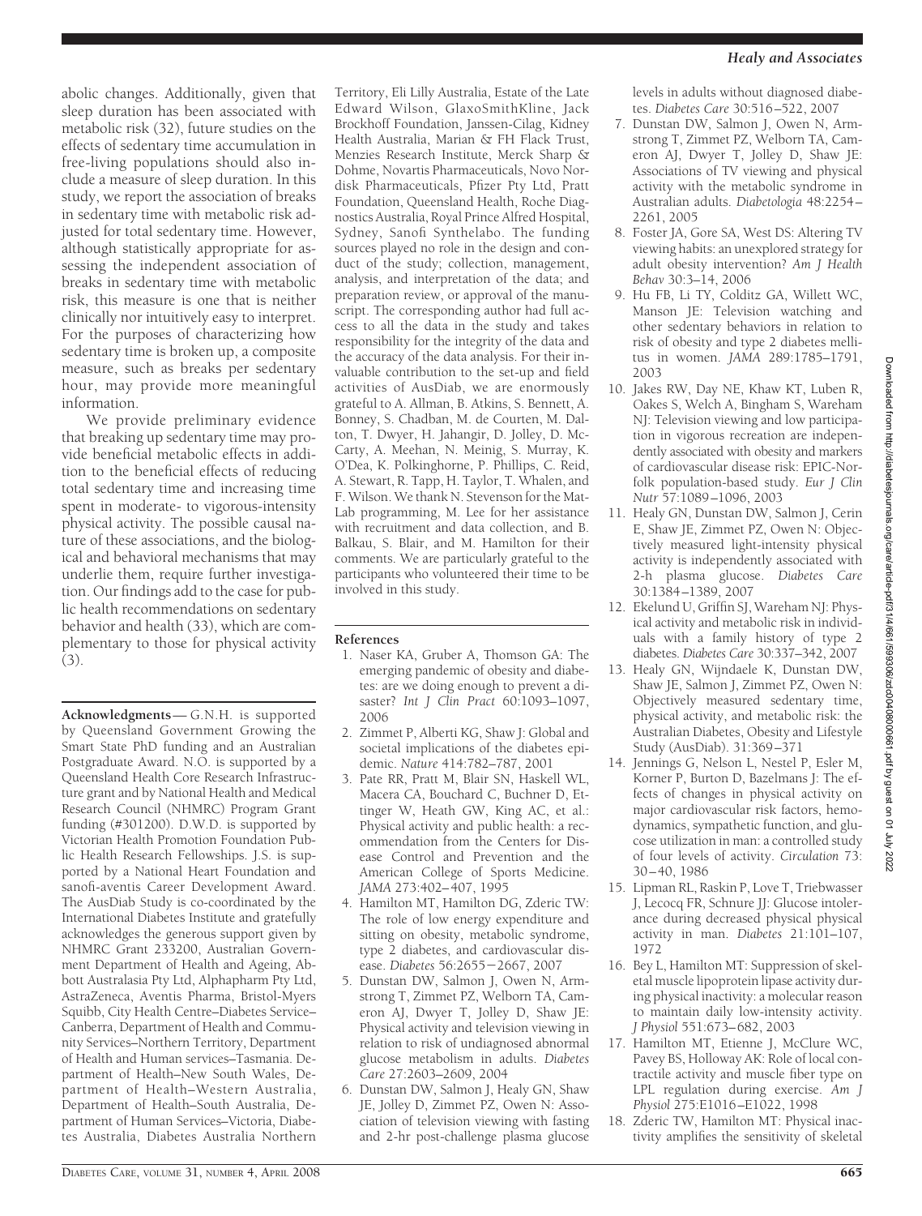abolic changes. Additionally, given that sleep duration has been associated with metabolic risk (32), future studies on the effects of sedentary time accumulation in free-living populations should also include a measure of sleep duration. In this study, we report the association of breaks in sedentary time with metabolic risk adjusted for total sedentary time. However, although statistically appropriate for assessing the independent association of breaks in sedentary time with metabolic risk, this measure is one that is neither clinically nor intuitively easy to interpret. For the purposes of characterizing how sedentary time is broken up, a composite measure, such as breaks per sedentary hour, may provide more meaningful information.

We provide preliminary evidence that breaking up sedentary time may provide beneficial metabolic effects in addition to the beneficial effects of reducing total sedentary time and increasing time spent in moderate- to vigorous-intensity physical activity. The possible causal nature of these associations, and the biological and behavioral mechanisms that may underlie them, require further investigation. Our findings add to the case for public health recommendations on sedentary behavior and health (33), which are complementary to those for physical activity (3).

**Acknowledgments**— G.N.H. is supported by Queensland Government Growing the Smart State PhD funding and an Australian Postgraduate Award. N.O. is supported by a Queensland Health Core Research Infrastructure grant and by National Health and Medical Research Council (NHMRC) Program Grant funding (#301200). D.W.D. is supported by Victorian Health Promotion Foundation Public Health Research Fellowships. J.S. is supported by a National Heart Foundation and sanofi-aventis Career Development Award. The AusDiab Study is co-coordinated by the International Diabetes Institute and gratefully acknowledges the generous support given by NHMRC Grant 233200, Australian Government Department of Health and Ageing, Abbott Australasia Pty Ltd, Alphapharm Pty Ltd, AstraZeneca, Aventis Pharma, Bristol-Myers Squibb, City Health Centre–Diabetes Service–Canberra, Department of Health and Community Services–Northern Territory, Department of Health and Human services–Tasmania. Department of Health–New South Wales, Department of Health–Western Australia, Department of Health–South Australia, Department of Human Services–Victoria, Diabetes Australia, Diabetes Australia Northern Territory, Eli Lilly Australia, Estate of the Late Edward Wilson, GlaxoSmithKline, Jack Brockhoff Foundation, Janssen-Cilag, Kidney Health Australia, Marian & FH Flack Trust, Menzies Research Institute, Merck Sharp & Dohme, Novartis Pharmaceuticals, Novo Nordisk Pharmaceuticals, Pfizer Pty Ltd, Pratt Foundation, Queensland Health, Roche Diagnostics Australia, Royal Prince Alfred Hospital, Sydney, Sanofi Synthelabo. The funding sources played no role in the design and conduct of the study; collection, management, analysis, and interpretation of the data; and preparation review, or approval of the manuscript. The corresponding author had full access to all the data in the study and takes responsibility for the integrity of the data and the accuracy of the data analysis. For their invaluable contribution to the set-up and field activities of AusDiab, we are enormously grateful to A. Allman, B. Atkins, S. Bennett, A. Bonney, S. Chadban, M. de Courten, M. Dalton, T. Dwyer, H. Jahangir, D. Jolley, D. McCarty, A. Meehan, N. Meinig, S. Murray, K. O'Dea, K. Polkinghorne, P. Phillips, C. Reid, A. Stewart, R. Tapp, H. Taylor, T. Whalen, and F. Wilson. We thank N. Stevenson for the MatLab programming, M. Lee for her assistance with recruitment and data collection, and B. Balkau, S. Blair, and M. Hamilton for their comments. We are particularly grateful to the participants who volunteered their time to be involved in this study.

## References

1. Naser KA, Gruber A, Thomson GA: The emerging pandemic of obesity and diabetes: are we doing enough to prevent a disaster? *Int J Clin Pract* 60:1093–1097, 2006
2. Zimmet P, Alberti KG, Shaw J: Global and societal implications of the diabetes epidemic. *Nature* 414:782–787, 2001
3. Pate RR, Pratt M, Blair SN, Haskell WL, Macera CA, Bouchard C, Buchner D, Ettinger W, Heath GW, King AC, et al.: Physical activity and public health: a recommendation from the Centers for Disease Control and Prevention and the American College of Sports Medicine. *JAMA* 273:402–407, 1995
4. Hamilton MT, Hamilton DG, Zderic TW: The role of low energy expenditure and sitting on obesity, metabolic syndrome, type 2 diabetes, and cardiovascular disease. *Diabetes* 56:2655–2667, 2007
5. Dunstan DW, Salmon J, Owen N, Armstrong T, Zimmet PZ, Welborn TA, Cameron AJ, Dwyer T, Jolley D, Shaw JE: Physical activity and television viewing in relation to risk of undiagnosed abnormal glucose metabolism in adults. *Diabetes Care* 27:2603–2609, 2004
6. Dunstan DW, Salmon J, Healy GN, Shaw JE, Jolley D, Zimmet PZ, Owen N: Association of television viewing with fasting and 2-hr post-challenge plasma glucose levels in adults without diagnosed diabetes. *Diabetes Care* 30:516–522, 2007
7. Dunstan DW, Salmon J, Owen N, Armstrong T, Zimmet PZ, Welborn TA, Cameron AJ, Dwyer T, Jolley D, Shaw JE: Associations of TV viewing and physical activity with the metabolic syndrome in Australian adults. *Diabetologia* 48:2254–2261, 2005
8. Foster JA, Gore SA, West DS: Altering TV viewing habits: an unexplored strategy for adult obesity intervention? *Am J Health Behav* 30:3–14, 2006
9. Hu FB, Li TY, Colditz GA, Willett WC, Manson JE: Television watching and other sedentary behaviors in relation to risk of obesity and type 2 diabetes mellitus in women. *JAMA* 289:1785–1791, 2003
10. Jakes RW, Day NE, Khaw KT, Luben R, Oakes S, Welch A, Bingham S, Wareham NJ: Television viewing and low participation in vigorous recreation are independently associated with obesity and markers of cardiovascular disease risk: EPIC-Norfolk population-based study. *Eur J Clin Nutr* 57:1089–1096, 2003
11. Healy GN, Dunstan DW, Salmon J, Cerin E, Shaw JE, Zimmet PZ, Owen N: Objectively measured light-intensity physical activity is independently associated with 2-h plasma glucose. *Diabetes Care* 30:1384–1389, 2007
12. Ekelund U, Griffin SJ, Wareham NJ: Physical activity and metabolic risk in individuals with a family history of type 2 diabetes. *Diabetes Care* 30:337–342, 2007
13. Healy GN, Wijndaele K, Dunstan DW, Shaw JE, Salmon J, Zimmet PZ, Owen N: Objectively measured sedentary time, physical activity, and metabolic risk: the Australian Diabetes, Obesity and Lifestyle Study (AusDiab). 31:369–371
14. Jennings G, Nelson L, Nestel P, Esler M, Korner P, Burton D, Bazelmans J: The effects of changes in physical activity on major cardiovascular risk factors, hemodynamics, sympathetic function, and glucose utilization in man: a controlled study of four levels of activity. *Circulation* 73: 30–40, 1986
15. Lipman RL, Raskin P, Love T, Triebwasser J, Lecocq FR, Schnure JJ: Glucose intolerance during decreased physical physical activity in man. *Diabetes* 21:101–107, 1972
16. Bey L, Hamilton MT: Suppression of skeletal muscle lipoprotein lipase activity during physical inactivity: a molecular reason to maintain daily low-intensity activity. *J Physiol* 551:673–682, 2003
17. Hamilton MT, Etienne J, McClure WC, Pavey BS, Holloway AK: Role of local contractile activity and muscle fiber type on LPL regulation during exercise. *Am J Physiol* 275:E1016–E1022, 1998
18. Zderic TW, Hamilton MT: Physical inactivity amplifies the sensitivity of skeletal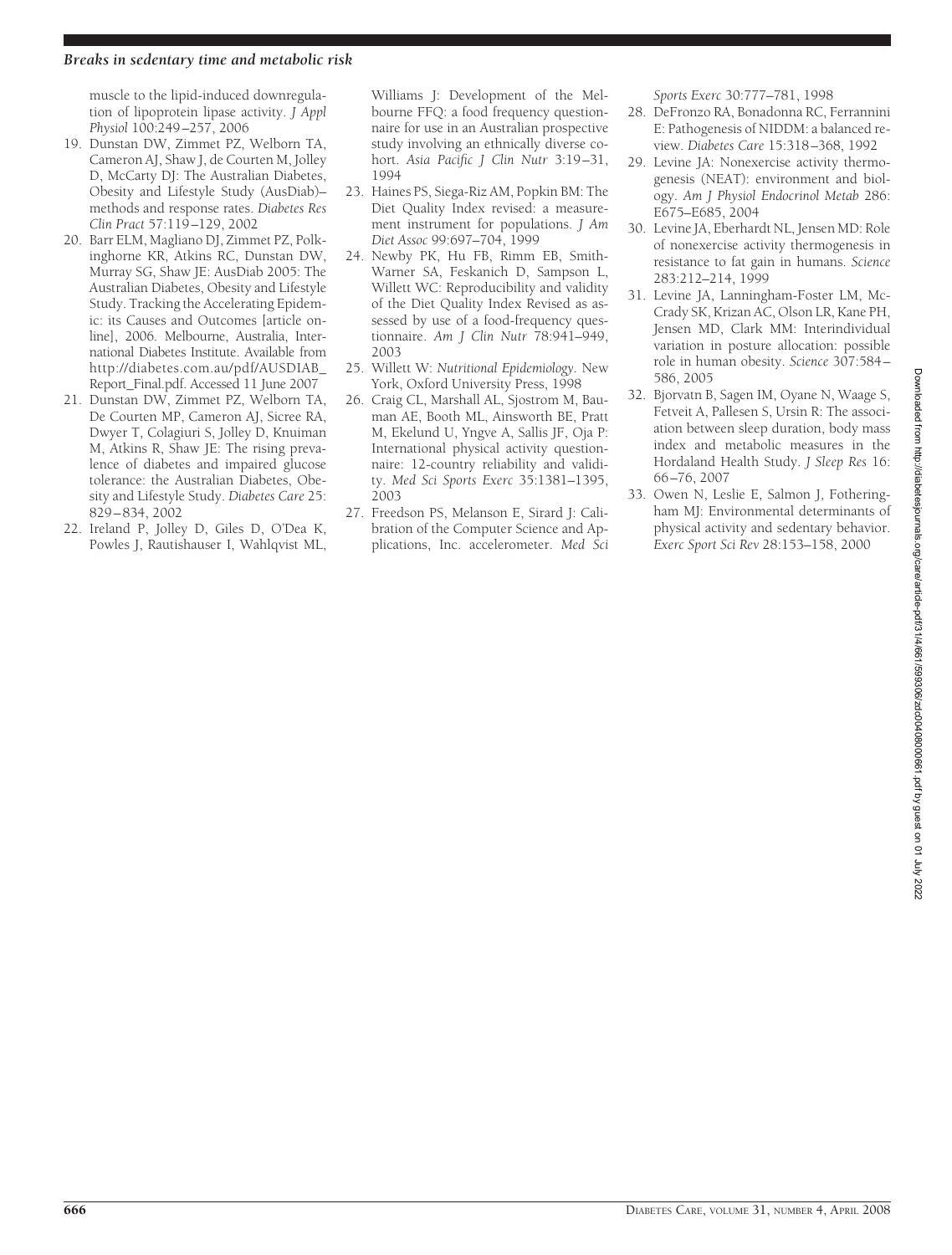muscle to the lipid-induced downregulation of lipoprotein lipase activity. *J Appl Physiol* 100:249–257, 2006

19. Dunstan DW, Zimmet PZ, Welborn TA, Cameron AJ, Shaw J, de Courten M, Jolley D, McCarty DJ: The Australian Diabetes, Obesity and Lifestyle Study (AusDiab)–methods and response rates. *Diabetes Res Clin Pract* 57:119–129, 2002
20. Barr ELM, Magliano DJ, Zimmet PZ, Polkinghorne KR, Atkins RC, Dunstan DW, Murray SG, Shaw JE: AusDiab 2005: The Australian Diabetes, Obesity and Lifestyle Study. Tracking the Accelerating Epidemic: its Causes and Outcomes [article online], 2006. Melbourne, Australia, International Diabetes Institute. Available from http://diabetes.com.au/pdf/AUSDIAB_Report_Final.pdf. Accessed 11 June 2007
21. Dunstan DW, Zimmet PZ, Welborn TA, De Courten MP, Cameron AJ, Sicree RA, Dwyer T, Colagiuri S, Jolley D, Knuiman M, Atkins R, Shaw JE: The rising prevalence of diabetes and impaired glucose tolerance: the Australian Diabetes, Obesity and Lifestyle Study. *Diabetes Care* 25: 829–834, 2002
22. Ireland P, Jolley D, Giles D, O'Dea K, Powles J, Rautishauser I, Wahlqvist ML, Williams J: Development of the Melbourne FFQ: a food frequency questionnaire for use in an Australian prospective study involving an ethnically diverse cohort. *Asia Pacific J Clin Nutr* 3:19–31, 1994
23. Haines PS, Siega-Riz AM, Popkin BM: The Diet Quality Index revised: a measurement instrument for populations. *J Am Diet Assoc* 99:697–704, 1999
24. Newby PK, Hu FB, Rimm EB, Smith-Warner SA, Feskanich D, Sampson L, Willett WC: Reproducibility and validity of the Diet Quality Index Revised as assessed by use of a food-frequency questionnaire. *Am J Clin Nutr* 78:941–949, 2003
25. Willett W: *Nutritional Epidemiology*. New York, Oxford University Press, 1998
26. Craig CL, Marshall AL, Sjostrom M, Bauman AE, Booth ML, Ainsworth BE, Pratt M, Ekelund U, Yngve A, Sallis JF, Oja P: International physical activity questionnaire: 12-country reliability and validity. *Med Sci Sports Exerc* 35:1381–1395, 2003
27. Freedson PS, Melanson E, Sirard J: Calibration of the Computer Science and Applications, Inc. accelerometer. *Med Sci Sports Exerc* 30:777–781, 1998
28. DeFronzo RA, Bonadonna RC, Ferrannini E: Pathogenesis of NIDDM: a balanced review. *Diabetes Care* 15:318–368, 1992
29. Levine JA: Nonexercise activity thermogenesis (NEAT): environment and biology. *Am J Physiol Endocrinol Metab* 286: E675–E685, 2004
30. Levine JA, Eberhardt NL, Jensen MD: Role of nonexercise activity thermogenesis in resistance to fat gain in humans. *Science* 283:212–214, 1999
31. Levine JA, Lanningham-Foster LM, McCrady SK, Krizan AC, Olson LR, Kane PH, Jensen MD, Clark MM: Interindividual variation in posture allocation: possible role in human obesity. *Science* 307:584–586, 2005
32. Bjorvatn B, Sagen IM, Oyane N, Waage S, Fetveit A, Pallesen S, Ursin R: The association between sleep duration, body mass index and metabolic measures in the Hordaland Health Study. *J Sleep Res* 16: 66–76, 2007
33. Owen N, Leslie E, Salmon J, Fotheringham MJ: Environmental determinants of physical activity and sedentary behavior. *Exerc Sport Sci Rev* 28:153–158, 2000